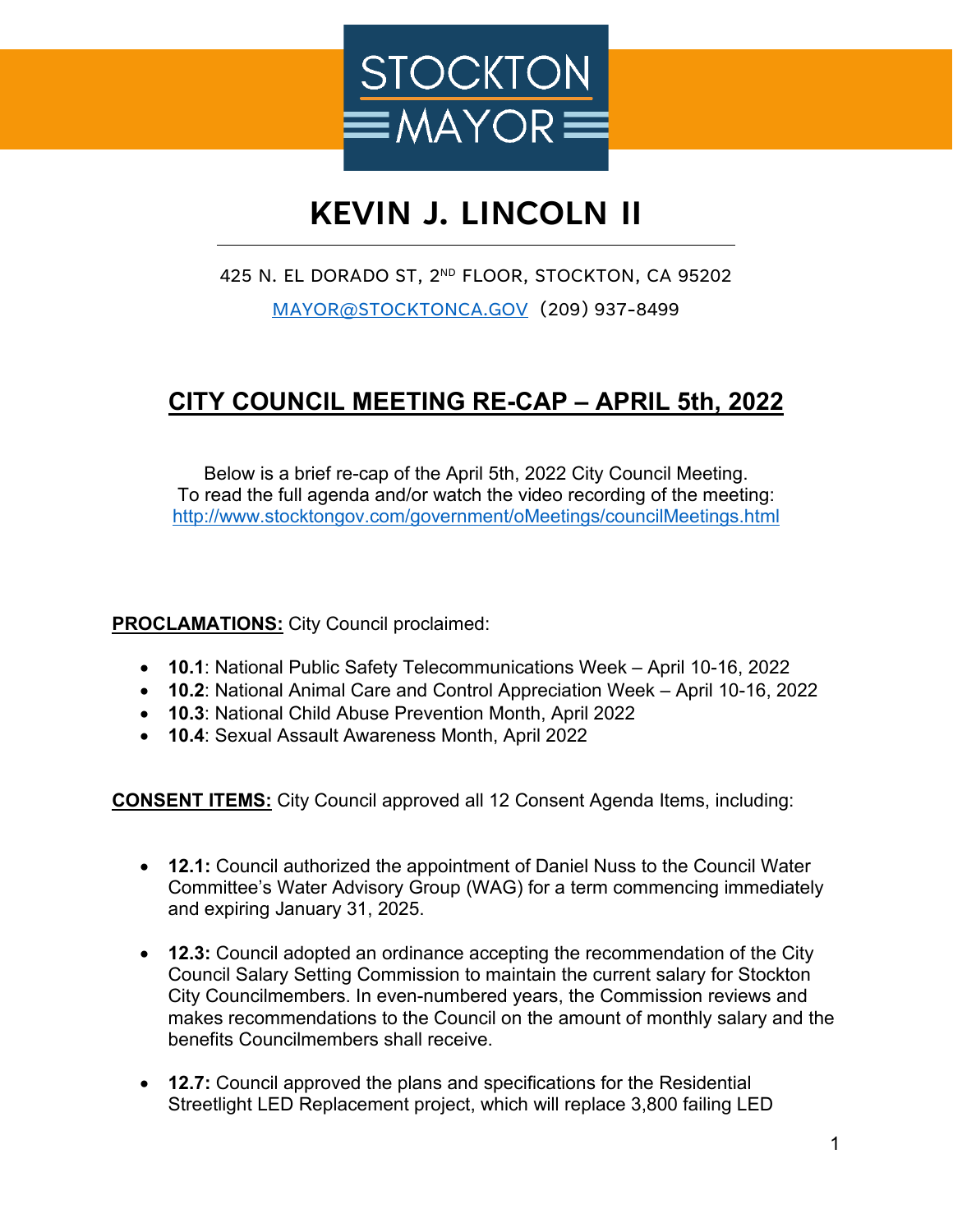STOCKTON MAYOR

# KEVIN J. LINCOLN II

425 N. EL DORADO ST, 2ND FLOOR, STOCKTON, CA 95202

MAYOR@STOCKTONCA.GOV (209) 937-8499

## CITY COUNCIL MEETING RE-CAP – APRIL 5th, 2022

Below is a brief re-cap of the April 5th, 2022 City Council Meeting.
To read the full agenda and/or watch the video recording of the meeting:
http://www.stocktongov.com/government/oMeetings/councilMeetings.html

**PROCLAMATIONS:** City Council proclaimed:

- **10.1**: National Public Safety Telecommunications Week – April 10-16, 2022
- **10.2**: National Animal Care and Control Appreciation Week – April 10-16, 2022
- **10.3**: National Child Abuse Prevention Month, April 2022
- **10.4**: Sexual Assault Awareness Month, April 2022

**CONSENT ITEMS:** City Council approved all 12 Consent Agenda Items, including:

- **12.1:** Council authorized the appointment of Daniel Nuss to the Council Water Committee's Water Advisory Group (WAG) for a term commencing immediately and expiring January 31, 2025.

- **12.3:** Council adopted an ordinance accepting the recommendation of the City Council Salary Setting Commission to maintain the current salary for Stockton City Councilmembers. In even-numbered years, the Commission reviews and makes recommendations to the Council on the amount of monthly salary and the benefits Councilmembers shall receive.

- **12.7:** Council approved the plans and specifications for the Residential Streetlight LED Replacement project, which will replace 3,800 failing LED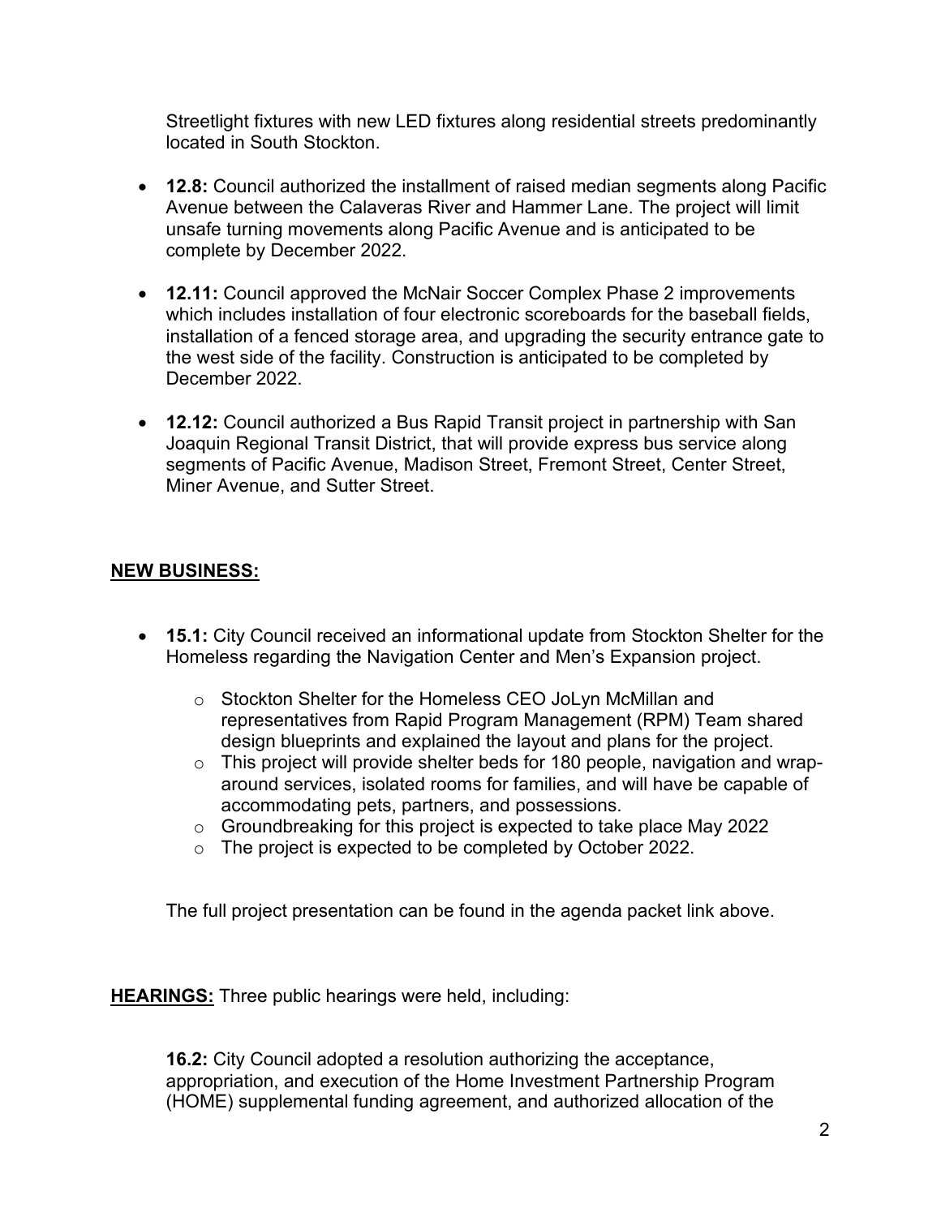Streetlight fixtures with new LED fixtures along residential streets predominantly located in South Stockton.

- **12.8:** Council authorized the installment of raised median segments along Pacific Avenue between the Calaveras River and Hammer Lane. The project will limit unsafe turning movements along Pacific Avenue and is anticipated to be complete by December 2022.
- **12.11:** Council approved the McNair Soccer Complex Phase 2 improvements which includes installation of four electronic scoreboards for the baseball fields, installation of a fenced storage area, and upgrading the security entrance gate to the west side of the facility. Construction is anticipated to be completed by December 2022.
- **12.12:** Council authorized a Bus Rapid Transit project in partnership with San Joaquin Regional Transit District, that will provide express bus service along segments of Pacific Avenue, Madison Street, Fremont Street, Center Street, Miner Avenue, and Sutter Street.

**NEW BUSINESS:**

- **15.1:** City Council received an informational update from Stockton Shelter for the Homeless regarding the Navigation Center and Men's Expansion project.
  - Stockton Shelter for the Homeless CEO JoLyn McMillan and representatives from Rapid Program Management (RPM) Team shared design blueprints and explained the layout and plans for the project.
  - This project will provide shelter beds for 180 people, navigation and wrap-around services, isolated rooms for families, and will have be capable of accommodating pets, partners, and possessions.
  - Groundbreaking for this project is expected to take place May 2022
  - The project is expected to be completed by October 2022.

The full project presentation can be found in the agenda packet link above.

**HEARINGS:** Three public hearings were held, including:

**16.2:** City Council adopted a resolution authorizing the acceptance, appropriation, and execution of the Home Investment Partnership Program (HOME) supplemental funding agreement, and authorized allocation of the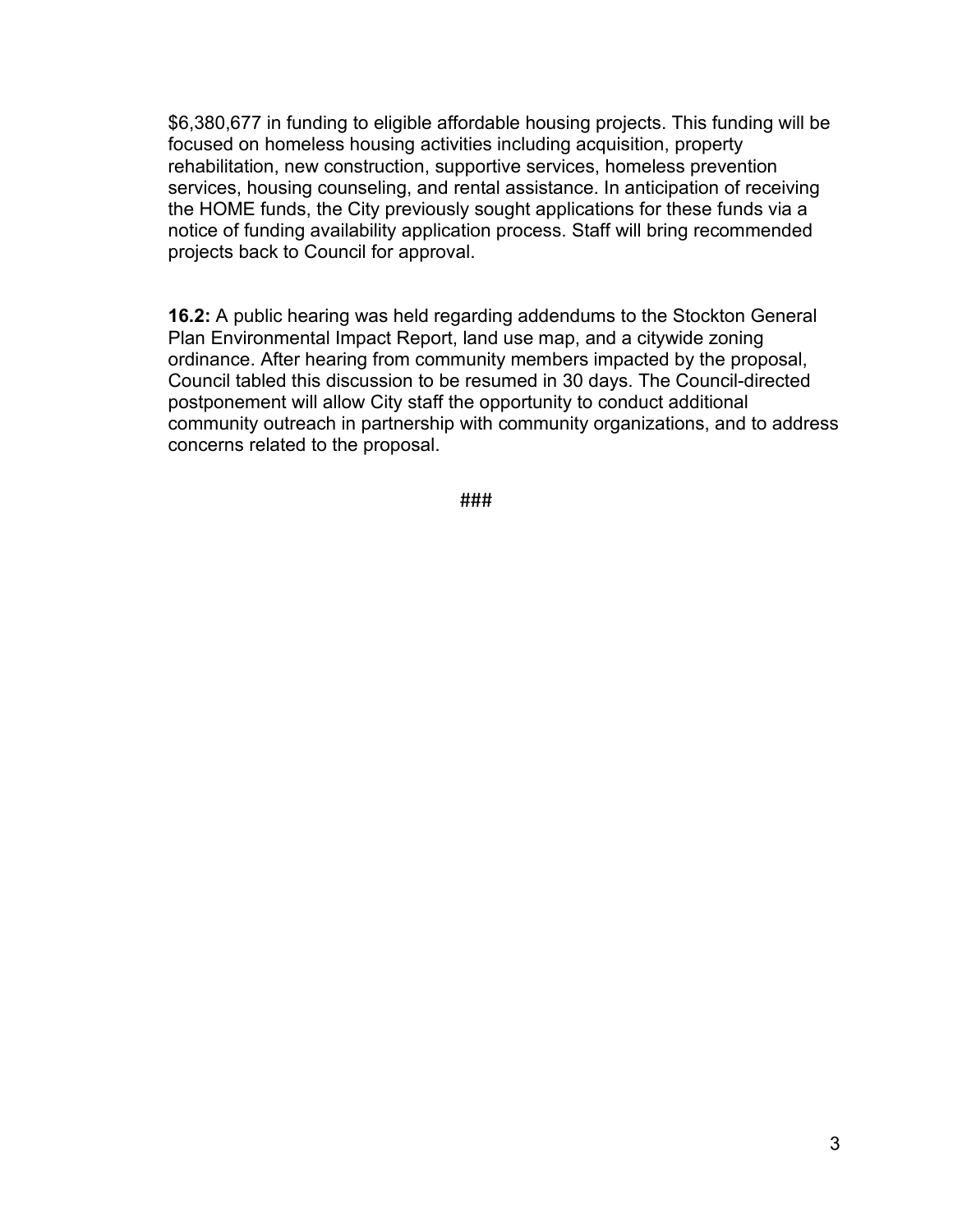$6,380,677 in funding to eligible affordable housing projects. This funding will be focused on homeless housing activities including acquisition, property rehabilitation, new construction, supportive services, homeless prevention services, housing counseling, and rental assistance. In anticipation of receiving the HOME funds, the City previously sought applications for these funds via a notice of funding availability application process. Staff will bring recommended projects back to Council for approval.

**16.2:** A public hearing was held regarding addendums to the Stockton General Plan Environmental Impact Report, land use map, and a citywide zoning ordinance. After hearing from community members impacted by the proposal, Council tabled this discussion to be resumed in 30 days. The Council-directed postponement will allow City staff the opportunity to conduct additional community outreach in partnership with community organizations, and to address concerns related to the proposal.

###